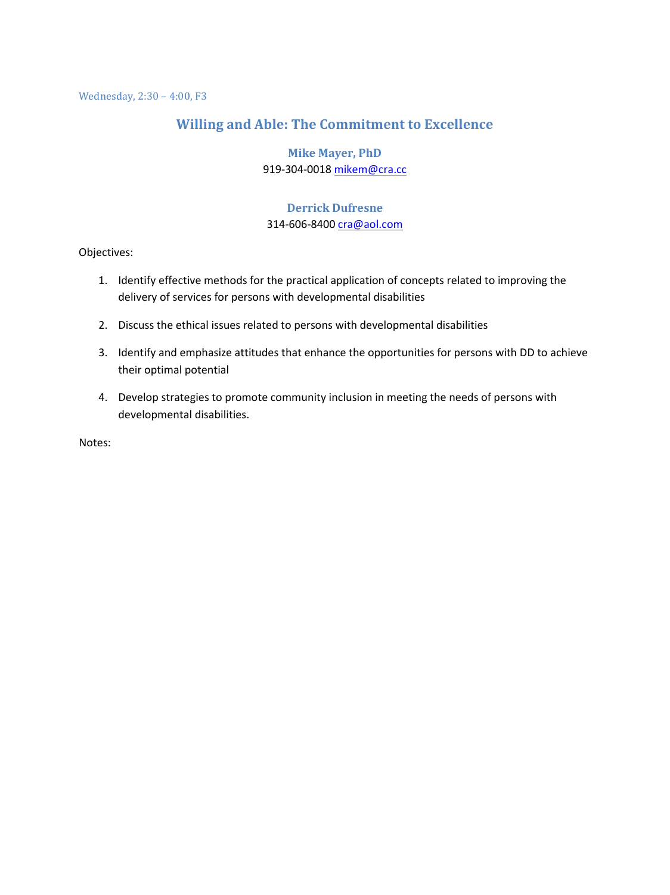Wednesday, 2:30 – 4:00, F3

# Willing and Able: The Commitment to Excellence

**Mike Mayer, PhD**
919-304-0018 mikem@cra.cc

**Derrick Dufresne**
314-606-8400 cra@aol.com

Objectives:

1. Identify effective methods for the practical application of concepts related to improving the delivery of services for persons with developmental disabilities
2. Discuss the ethical issues related to persons with developmental disabilities
3. Identify and emphasize attitudes that enhance the opportunities for persons with DD to achieve their optimal potential
4. Develop strategies to promote community inclusion in meeting the needs of persons with developmental disabilities.

Notes: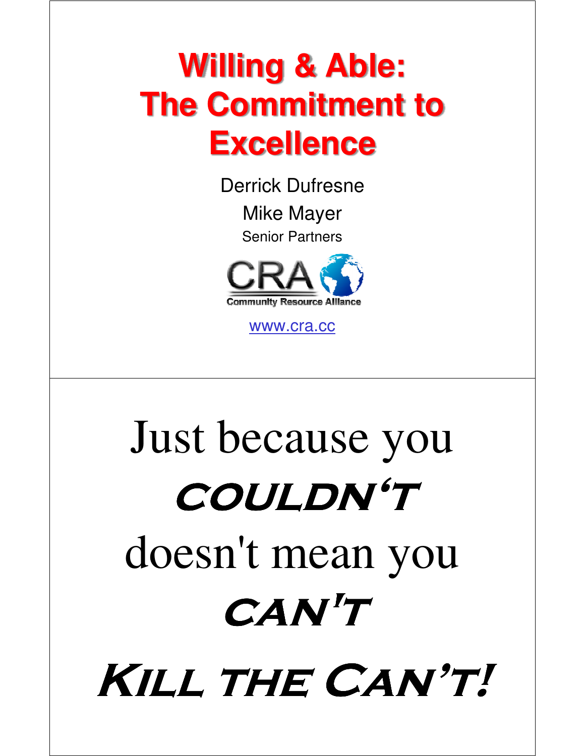# Willing & Able: The Commitment to Excellence

Derrick Dufresne

Mike Mayer

Senior Partners

CRA

Community Resource Alliance

www.cra.cc

---

Just because you

**COULDN'T**

doesn't mean you

**CAN'T**

**KILL THE CAN'T!**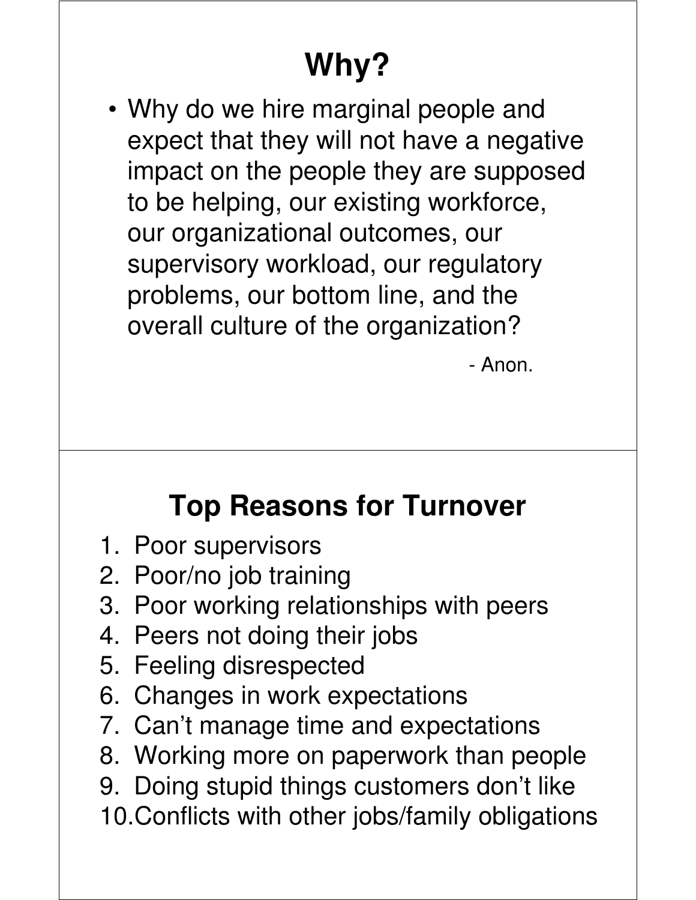# Why?

- Why do we hire marginal people and expect that they will not have a negative impact on the people they are supposed to be helping, our existing workforce, our organizational outcomes, our supervisory workload, our regulatory problems, our bottom line, and the overall culture of the organization?

  \- Anon.

# Top Reasons for Turnover

1. Poor supervisors
2. Poor/no job training
3. Poor working relationships with peers
4. Peers not doing their jobs
5. Feeling disrespected
6. Changes in work expectations
7. Can't manage time and expectations
8. Working more on paperwork than people
9. Doing stupid things customers don't like
10. Conflicts with other jobs/family obligations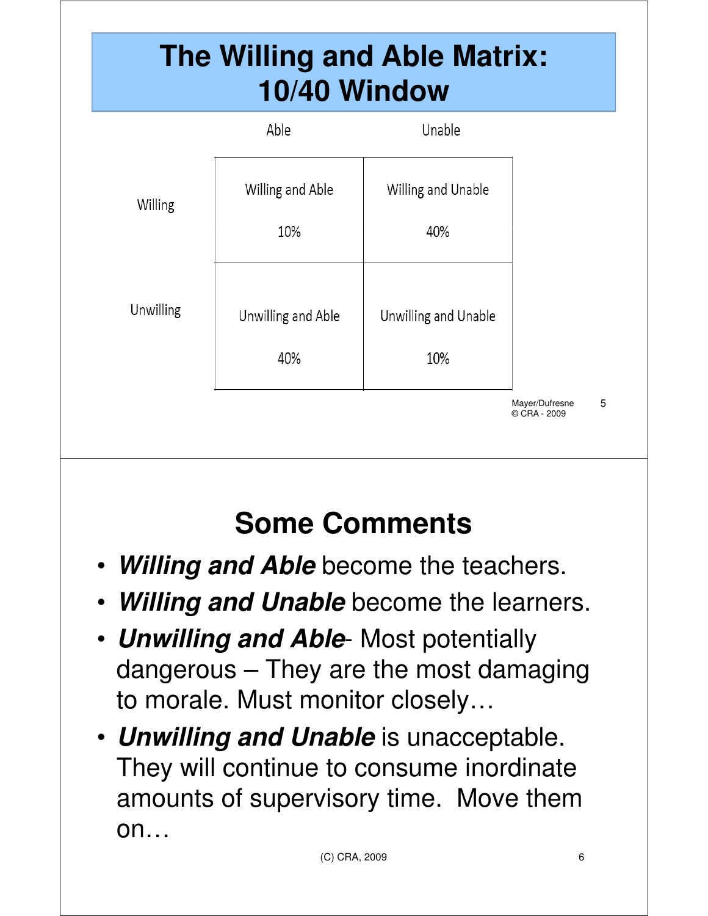# The Willing and Able Matrix: 10/40 Window

| | Able | Unable |
|---|---|---|
| Willing | Willing and Able<br>10% | Willing and Unable<br>40% |
| Unwilling | Unwilling and Able<br>40% | Unwilling and Unable<br>10% |

Mayer/Dufresne
© CRA - 2009

# Some Comments

- ***Willing and Able*** become the teachers.
- ***Willing and Unable*** become the learners.
- ***Unwilling and Able***- Most potentially dangerous – They are the most damaging to morale. Must monitor closely…
- ***Unwilling and Unable*** is unacceptable. They will continue to consume inordinate amounts of supervisory time. Move them on…

(C) CRA, 2009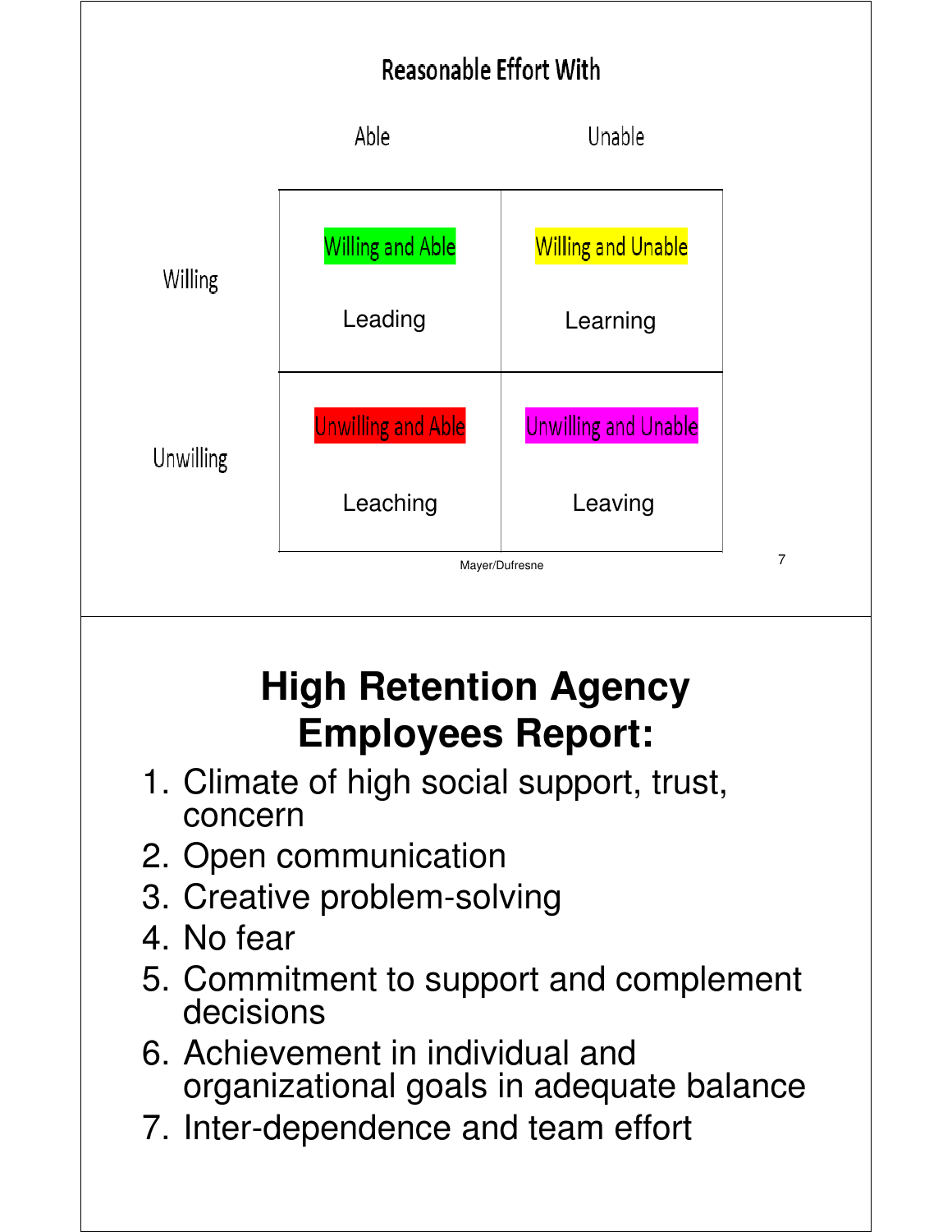## Reasonable Effort With

| | Able | Unable |
|---|---|---|
| Willing | Willing and Able<br>Leading | Willing and Unable<br>Learning |
| Unwilling | Unwilling and Able<br>Leaching | Unwilling and Unable<br>Leaving |

Mayer/Dufresne

# High Retention Agency Employees Report:

1. Climate of high social support, trust, concern
2. Open communication
3. Creative problem-solving
4. No fear
5. Commitment to support and complement decisions
6. Achievement in individual and organizational goals in adequate balance
7. Inter-dependence and team effort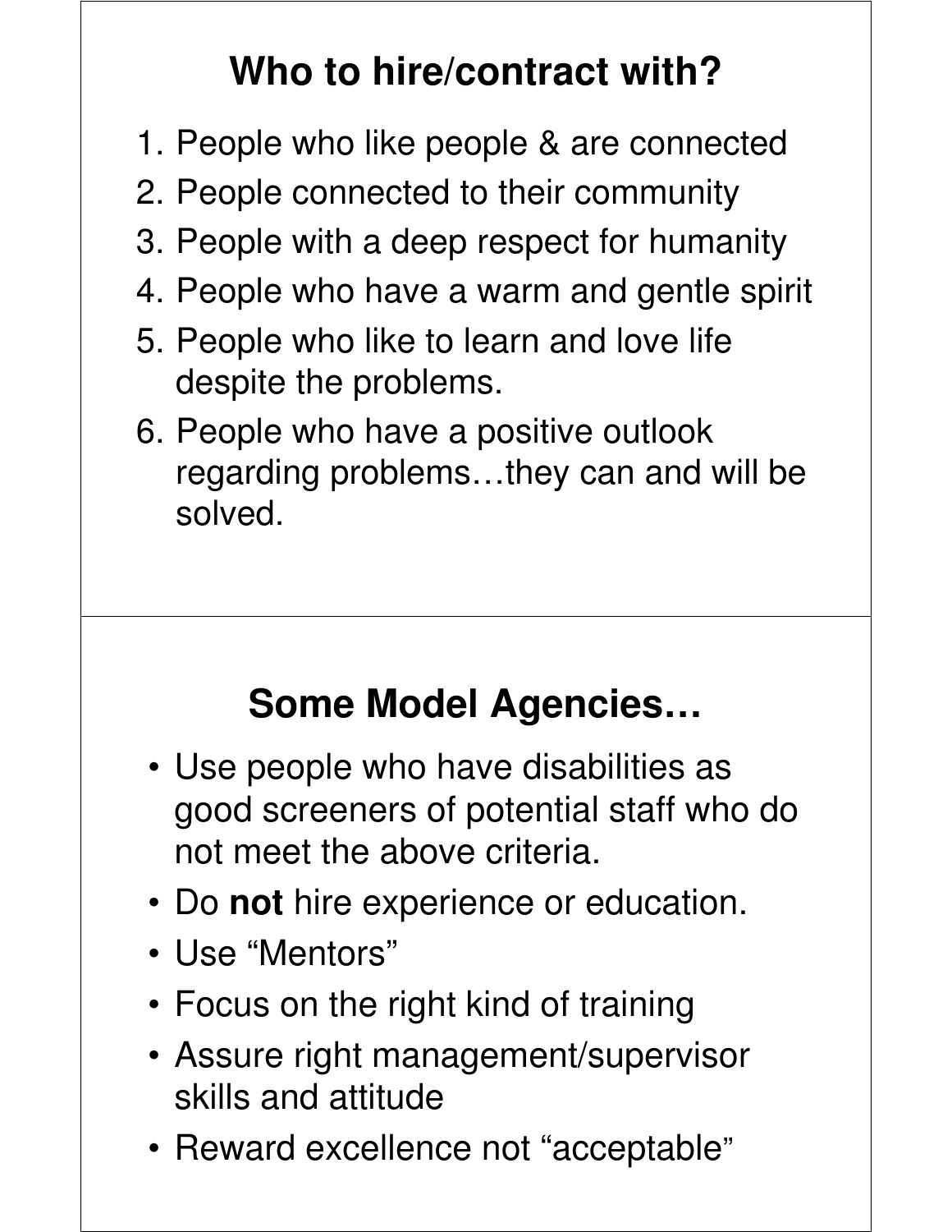## Who to hire/contract with?

1. People who like people & are connected
2. People connected to their community
3. People with a deep respect for humanity
4. People who have a warm and gentle spirit
5. People who like to learn and love life despite the problems.
6. People who have a positive outlook regarding problems…they can and will be solved.

## Some Model Agencies…

- Use people who have disabilities as good screeners of potential staff who do not meet the above criteria.
- Do **not** hire experience or education.
- Use “Mentors”
- Focus on the right kind of training
- Assure right management/supervisor skills and attitude
- Reward excellence not “acceptable”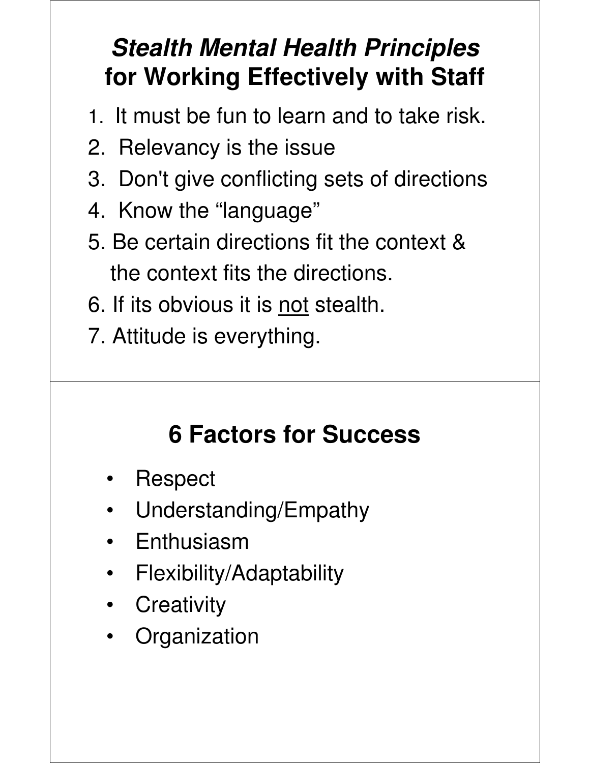## *Stealth Mental Health Principles* for Working Effectively with Staff

1. It must be fun to learn and to take risk.
2. Relevancy is the issue
3. Don't give conflicting sets of directions
4. Know the "language"
5. Be certain directions fit the context & the context fits the directions.
6. If its obvious it is <u>not</u> stealth.
7. Attitude is everything.

## 6 Factors for Success

- Respect
- Understanding/Empathy
- Enthusiasm
- Flexibility/Adaptability
- Creativity
- Organization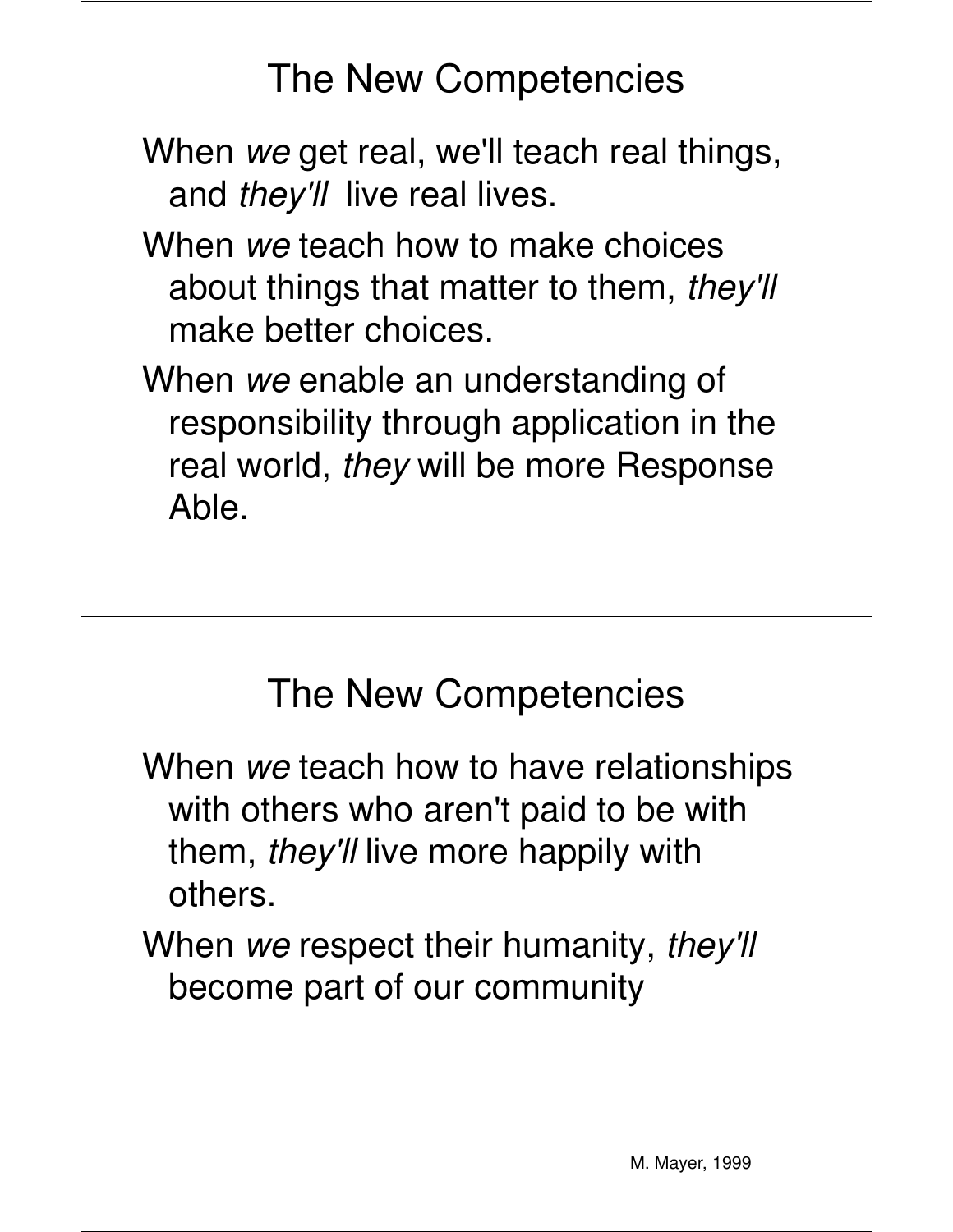# The New Competencies

When *we* get real, we'll teach real things, and *they'll* live real lives.

When *we* teach how to make choices about things that matter to them, *they'll* make better choices.

When *we* enable an understanding of responsibility through application in the real world, *they* will be more Response Able.

# The New Competencies

When *we* teach how to have relationships with others who aren't paid to be with them, *they'll* live more happily with others.

When *we* respect their humanity, *they'll* become part of our community

M. Mayer, 1999